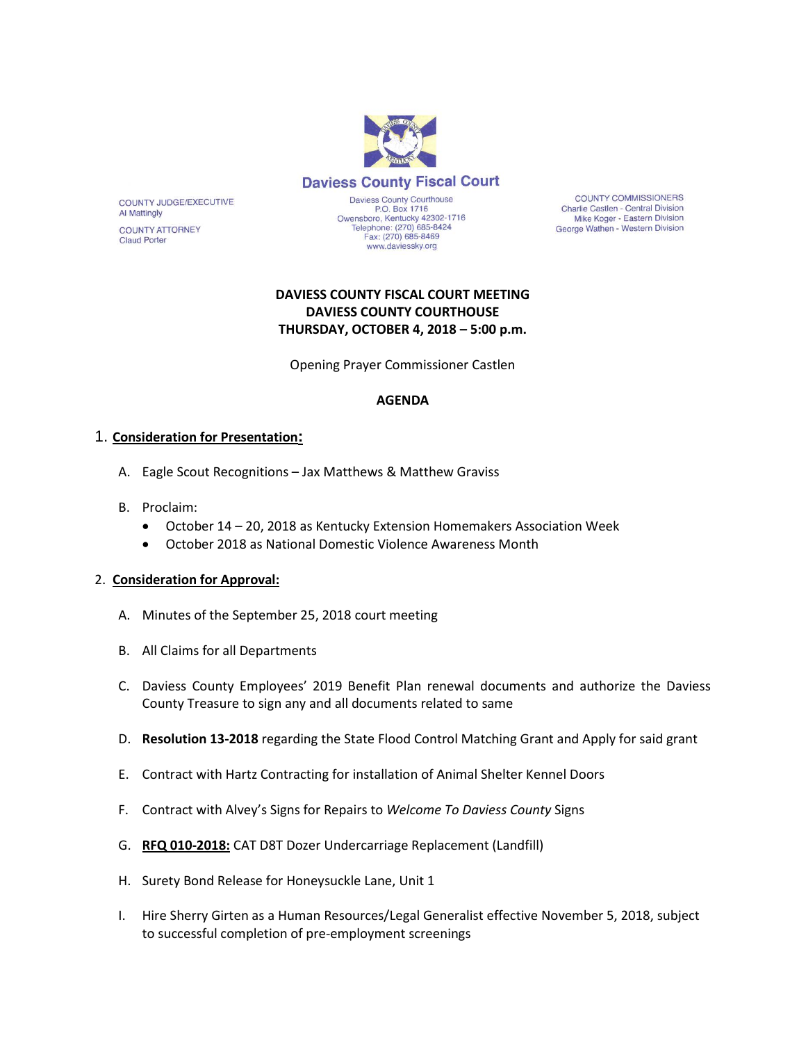**Daviess County Fiscal Court**

Daviess County Courthouse
P.O. Box 1716
Owensboro, Kentucky 42302-1716
Telephone: (270) 685-8424
Fax: (270) 685-8469
www.daviessky.org

COUNTY JUDGE/EXECUTIVE
Al Mattingly

COUNTY ATTORNEY
Claud Porter

COUNTY COMMISSIONERS
Charlie Castlen - Central Division
Mike Koger - Eastern Division
George Wathen - Western Division

**DAVIESS COUNTY FISCAL COURT MEETING**
**DAVIESS COUNTY COURTHOUSE**
**THURSDAY, OCTOBER 4, 2018 – 5:00 p.m.**

Opening Prayer Commissioner Castlen

**AGENDA**

1. **Consideration for Presentation:**

   A. Eagle Scout Recognitions – Jax Matthews & Matthew Graviss

   B. Proclaim:
   - October 14 – 20, 2018 as Kentucky Extension Homemakers Association Week
   - October 2018 as National Domestic Violence Awareness Month

2. **Consideration for Approval:**

   A. Minutes of the September 25, 2018 court meeting

   B. All Claims for all Departments

   C. Daviess County Employees' 2019 Benefit Plan renewal documents and authorize the Daviess County Treasure to sign any and all documents related to same

   D. **Resolution 13-2018** regarding the State Flood Control Matching Grant and Apply for said grant

   E. Contract with Hartz Contracting for installation of Animal Shelter Kennel Doors

   F. Contract with Alvey's Signs for Repairs to *Welcome To Daviess County* Signs

   G. **RFQ 010-2018:** CAT D8T Dozer Undercarriage Replacement (Landfill)

   H. Surety Bond Release for Honeysuckle Lane, Unit 1

   I. Hire Sherry Girten as a Human Resources/Legal Generalist effective November 5, 2018, subject to successful completion of pre-employment screenings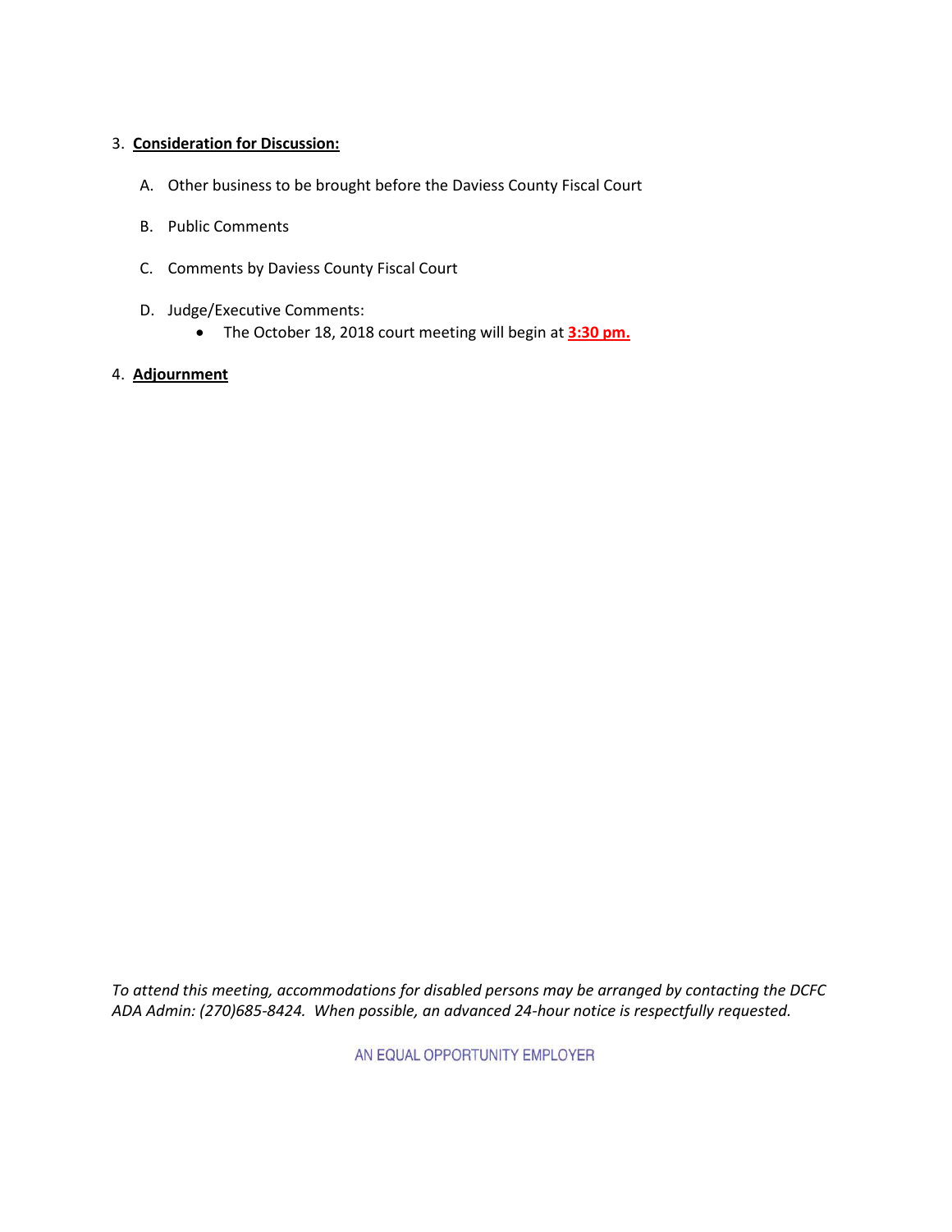3. **Consideration for Discussion:**

   A. Other business to be brought before the Daviess County Fiscal Court

   B. Public Comments

   C. Comments by Daviess County Fiscal Court

   D. Judge/Executive Comments:

      - The October 18, 2018 court meeting will begin at **3:30 pm.**

4. **Adjournment**

*To attend this meeting, accommodations for disabled persons may be arranged by contacting the DCFC ADA Admin: (270)685-8424. When possible, an advanced 24-hour notice is respectfully requested.*

AN EQUAL OPPORTUNITY EMPLOYER